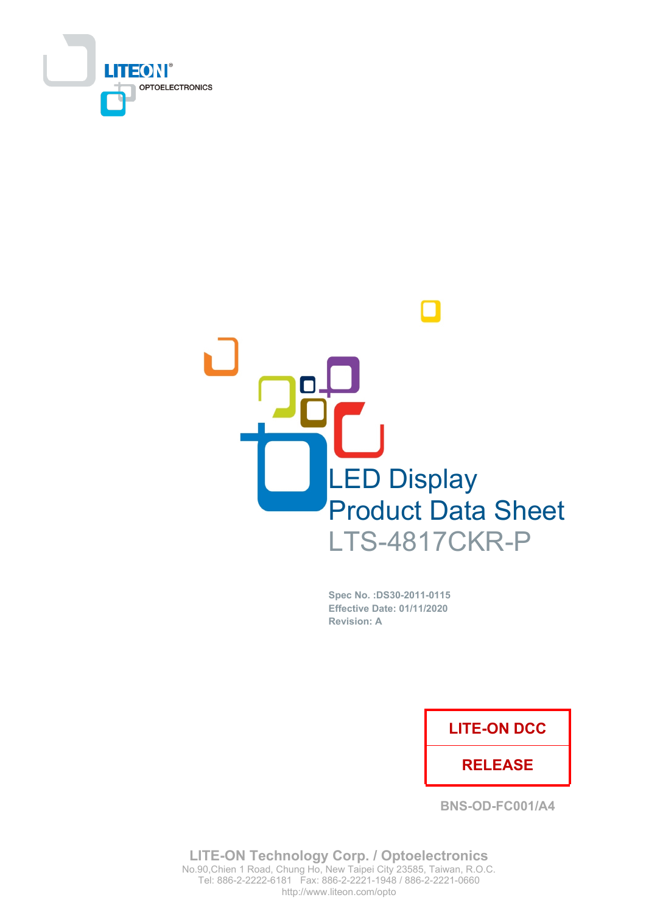LITEON
OPTOELECTRONICS

# LED Display Product Data Sheet

## LTS-4817CKR-P

**Spec No. :DS30-2011-0115**
**Effective Date: 01/11/2020**
**Revision: A**

| LITE-ON DCC |
| --- |
| RELEASE |

BNS-OD-FC001/A4

**LITE-ON Technology Corp. / Optoelectronics**
No.90,Chien 1 Road, Chung Ho, New Taipei City 23585, Taiwan, R.O.C.
Tel: 886-2-2222-6181 Fax: 886-2-2221-1948 / 886-2-2221-0660
http://www.liteon.com/opto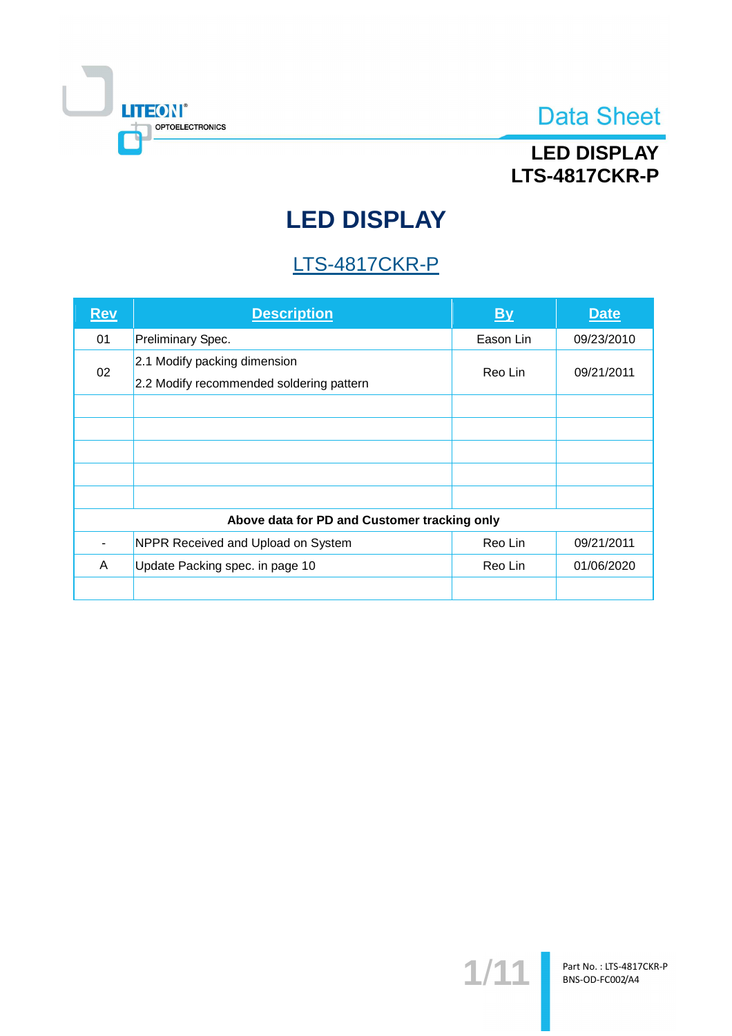# LED DISPLAY

## LTS-4817CKR-P

| Rev | Description | By | Date |
|---|---|---|---|
| 01 | Preliminary Spec. | Eason Lin | 09/23/2010 |
| 02 | 2.1 Modify packing dimension<br>2.2 Modify recommended soldering pattern | Reo Lin | 09/21/2011 |
| | | | |
| | | | |
| | | | |
| | | | |
| | | | |
| **Above data for PD and Customer tracking only** | | | |
| - | NPPR Received and Upload on System | Reo Lin | 09/21/2011 |
| A | Update Packing spec. in page 10 | Reo Lin | 01/06/2020 |
| | | | |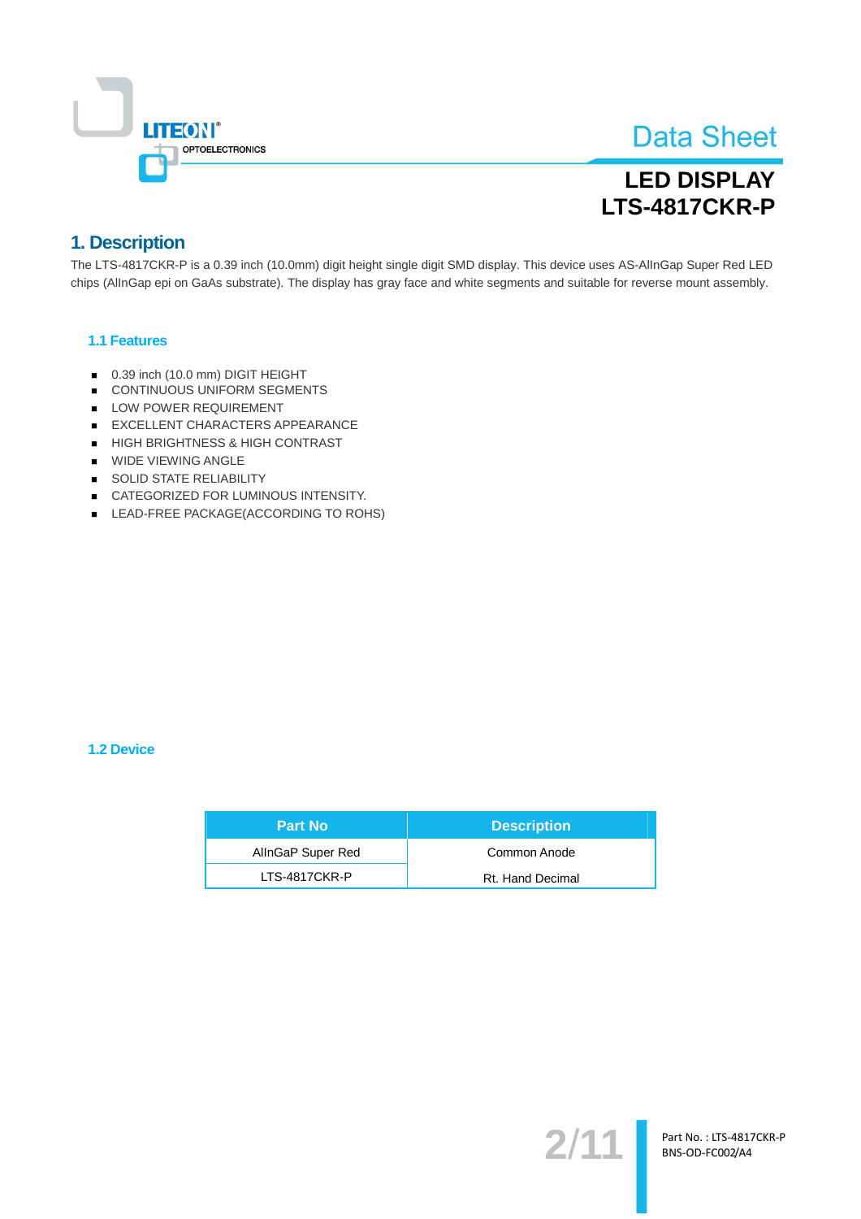# 1. Description

The LTS-4817CKR-P is a 0.39 inch (10.0mm) digit height single digit SMD display. This device uses AS-AlInGap Super Red LED chips (AlInGap epi on GaAs substrate). The display has gray face and white segments and suitable for reverse mount assembly.

## 1.1 Features

- 0.39 inch (10.0 mm) DIGIT HEIGHT
- CONTINUOUS UNIFORM SEGMENTS
- LOW POWER REQUIREMENT
- EXCELLENT CHARACTERS APPEARANCE
- HIGH BRIGHTNESS & HIGH CONTRAST
- WIDE VIEWING ANGLE
- SOLID STATE RELIABILITY
- CATEGORIZED FOR LUMINOUS INTENSITY.
- LEAD-FREE PACKAGE(ACCORDING TO ROHS)

## 1.2 Device

| Part No | Description |
|---|---|
| AlInGaP Super Red | Common Anode |
| LTS-4817CKR-P | Rt. Hand Decimal |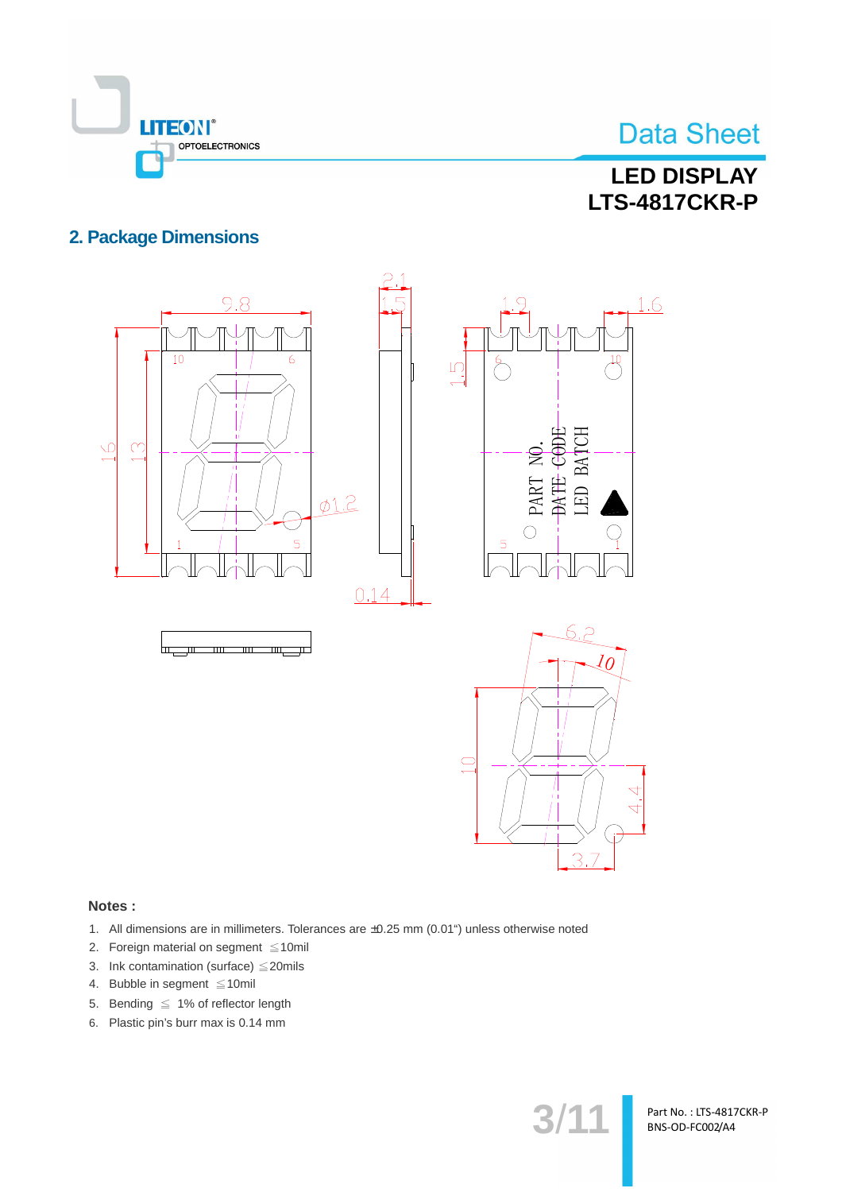## 2. Package Dimensions

**Notes :**

1. All dimensions are in millimeters. Tolerances are ±0.25 mm (0.01") unless otherwise noted
2. Foreign material on segment ≦10mil
3. Ink contamination (surface) ≦20mils
4. Bubble in segment ≦10mil
5. Bending ≦ 1% of reflector length
6. Plastic pin's burr max is 0.14 mm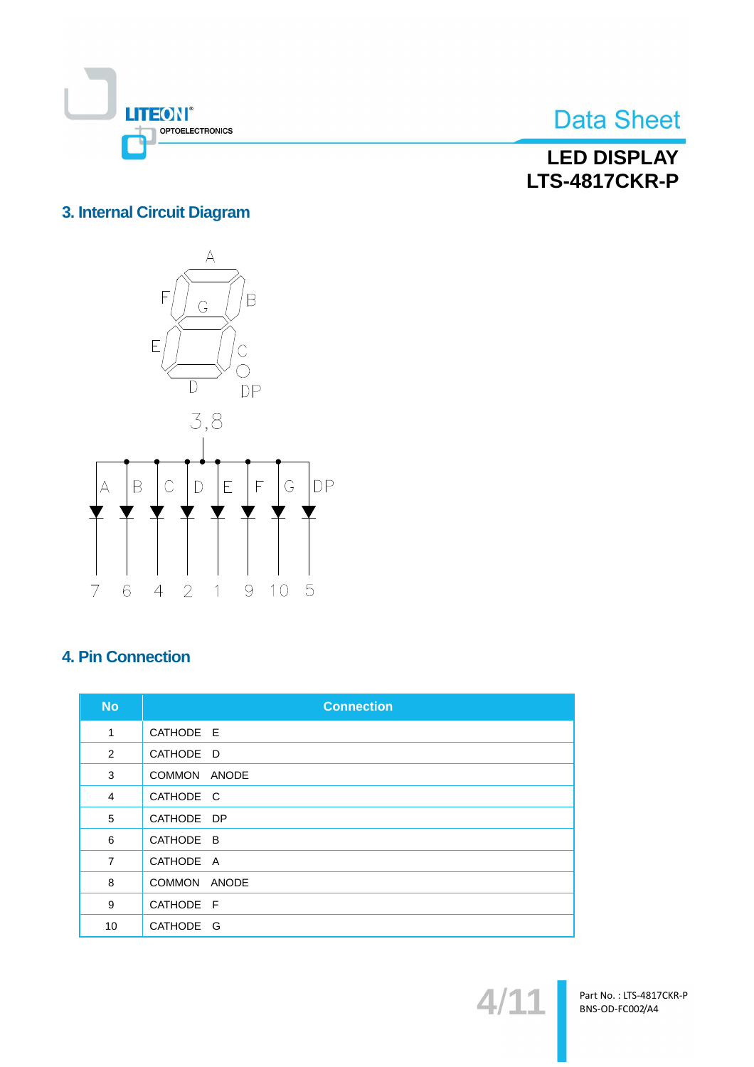## 3. Internal Circuit Diagram

## 4. Pin Connection

| No | Connection |
|---|---|
| 1 | CATHODE E |
| 2 | CATHODE D |
| 3 | COMMON ANODE |
| 4 | CATHODE C |
| 5 | CATHODE DP |
| 6 | CATHODE B |
| 7 | CATHODE A |
| 8 | COMMON ANODE |
| 9 | CATHODE F |
| 10 | CATHODE G |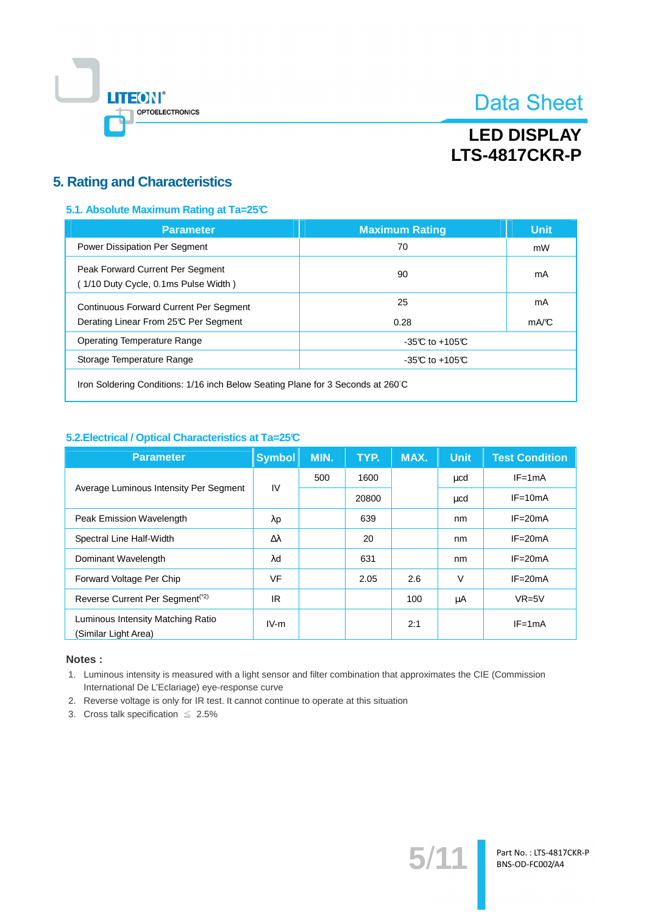## 5. Rating and Characteristics

### 5.1. Absolute Maximum Rating at Ta=25℃

| Parameter | Maximum Rating | Unit |
|---|---|---|
| Power Dissipation Per Segment | 70 | mW |
| Peak Forward Current Per Segment<br>( 1/10 Duty Cycle, 0.1ms Pulse Width ) | 90 | mA |
| Continuous Forward Current Per Segment<br>Derating Linear From 25℃ Per Segment | 25<br>0.28 | mA<br>mA/℃ |
| Operating Temperature Range | -35℃ to +105℃ | |
| Storage Temperature Range | -35℃ to +105℃ | |
| Iron Soldering Conditions: 1/16 inch Below Seating Plane for 3 Seconds at 260°C | | |

### 5.2.Electrical / Optical Characteristics at Ta=25℃

| Parameter | Symbol | MIN. | TYP. | MAX. | Unit | Test Condition |
|---|---|---|---|---|---|---|
| Average Luminous Intensity Per Segment | IV | 500 | 1600 | | μcd | IF=1mA |
| | | | 20800 | | μcd | IF=10mA |
| Peak Emission Wavelength | λp | | 639 | | nm | IF=20mA |
| Spectral Line Half-Width | Δλ | | 20 | | nm | IF=20mA |
| Dominant Wavelength | λd | | 631 | | nm | IF=20mA |
| Forward Voltage Per Chip | VF | | 2.05 | 2.6 | V | IF=20mA |
| Reverse Current Per Segment[*2] | IR | | | 100 | μA | VR=5V |
| Luminous Intensity Matching Ratio (Similar Light Area) | IV-m | | | 2:1 | | IF=1mA |

**Notes :**

1. Luminous intensity is measured with a light sensor and filter combination that approximates the CIE (Commission International De L'Eclariage) eye-response curve
2. Reverse voltage is only for IR test. It cannot continue to operate at this situation
3. Cross talk specification ≦ 2.5%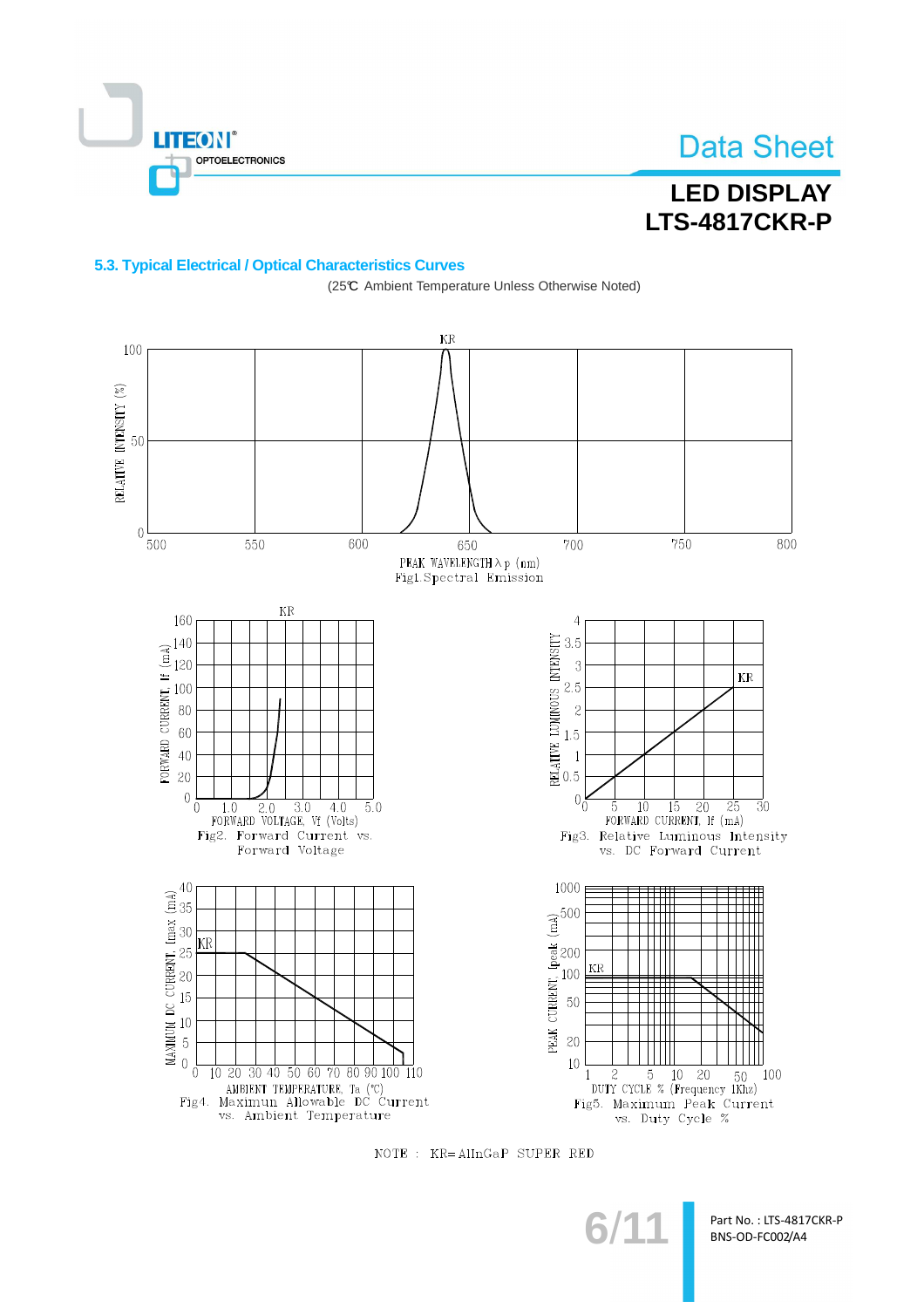## 5.3. Typical Electrical / Optical Characteristics Curves

(25℃ Ambient Temperature Unless Otherwise Noted)

Fig1. Spectral Emission

Fig2. Forward Current vs. Forward Voltage

Fig3. Relative Luminous Intensity vs. DC Forward Current

Fig4. Maximun Allowable DC Current vs. Ambient Temperature

Fig5. Maximun Peak Current vs. Duty Cycle %

NOTE : KR=AlInGaP SUPER RED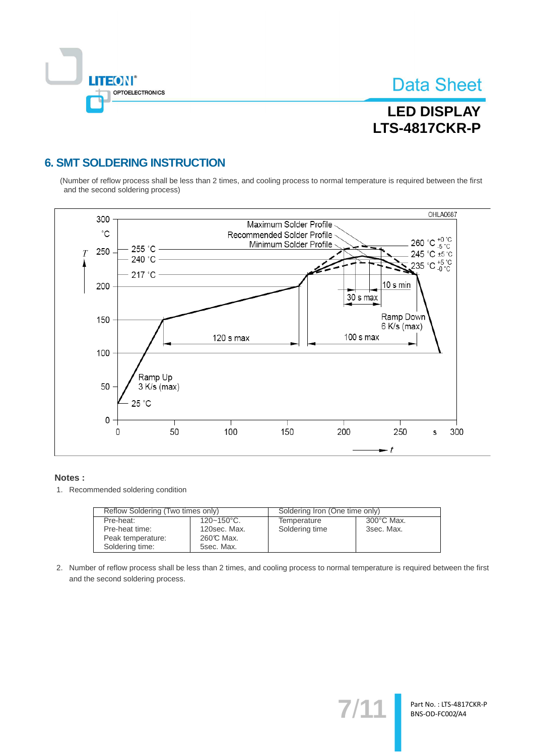## 6. SMT SOLDERING INSTRUCTION

(Number of reflow process shall be less than 2 times, and cooling process to normal temperature is required between the first and the second soldering process)

OHLA0687

Maximum Solder Profile
Recommended Solder Profile
Minimum Solder Profile

260 °C +0 °C / -5 °C
245 °C ±5 °C
235 °C +5 °C / -0 °C

255 °C
240 °C
217 °C

10 s min
30 s max
Ramp Down 6 K/s (max)
100 s max
120 s max
Ramp Up 3 K/s (max)
25 °C

T (°C): 0, 50, 100, 150, 200, 250, 300
t (s): 0, 50, 100, 150, 200, 250, 300

**Notes :**

1. Recommended soldering condition

| Reflow Soldering (Two times only) | | Soldering Iron (One time only) | |
|---|---|---|---|
| Pre-heat:<br>Pre-heat time:<br>Peak temperature:<br>Soldering time: | 120~150°C.<br>120sec. Max.<br>260°C Max.<br>5sec. Max. | Temperature<br>Soldering time | 300°C Max.<br>3sec. Max. |

2. Number of reflow process shall be less than 2 times, and cooling process to normal temperature is required between the first and the second soldering process.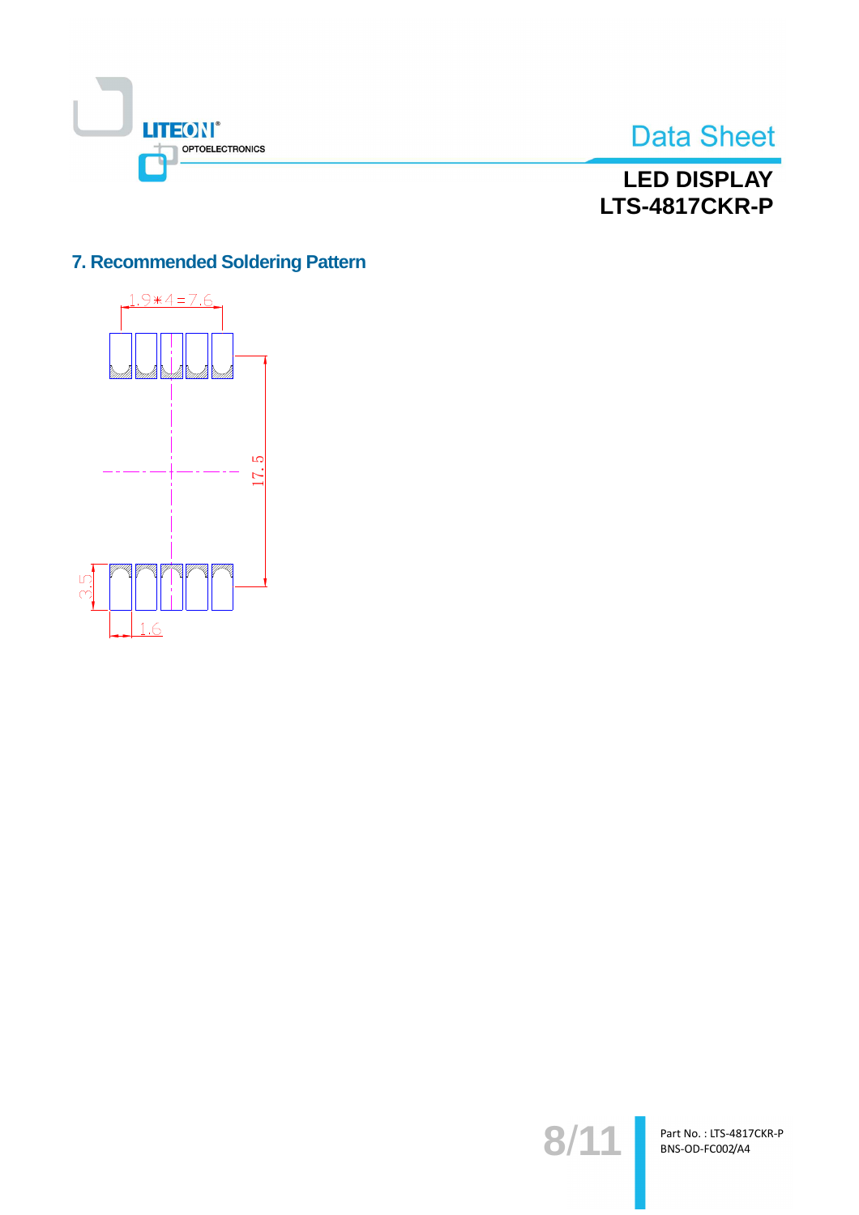## 7. Recommended Soldering Pattern

1.9∗4=7.6

17.5

3.5

1.6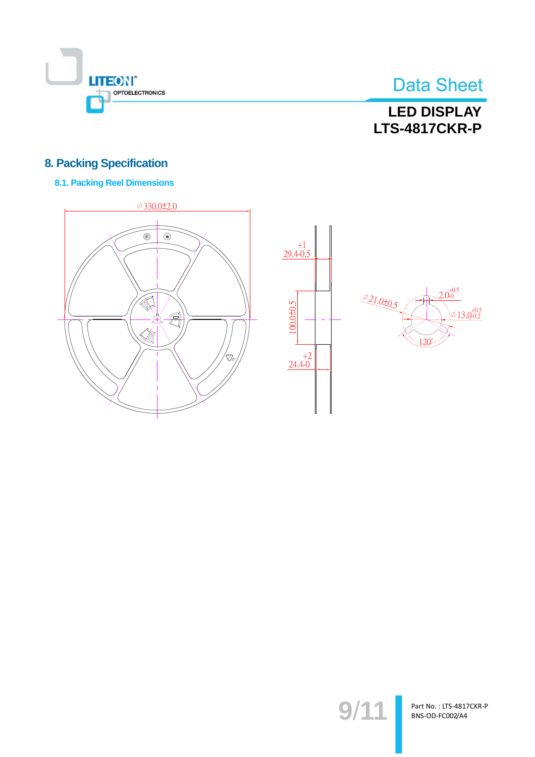## 8. Packing Specification

### 8.1. Packing Reel Dimensions

∅ 330.0±2.0

$29.4^{+1}_{-0.5}$

100.0±0.5

$24.4^{+2}_{-0}$

∅ 21.0±0.5

$2.0^{+0.5}_{-0}$

$∅ 13.0^{+0.5}_{-0.2}$

120°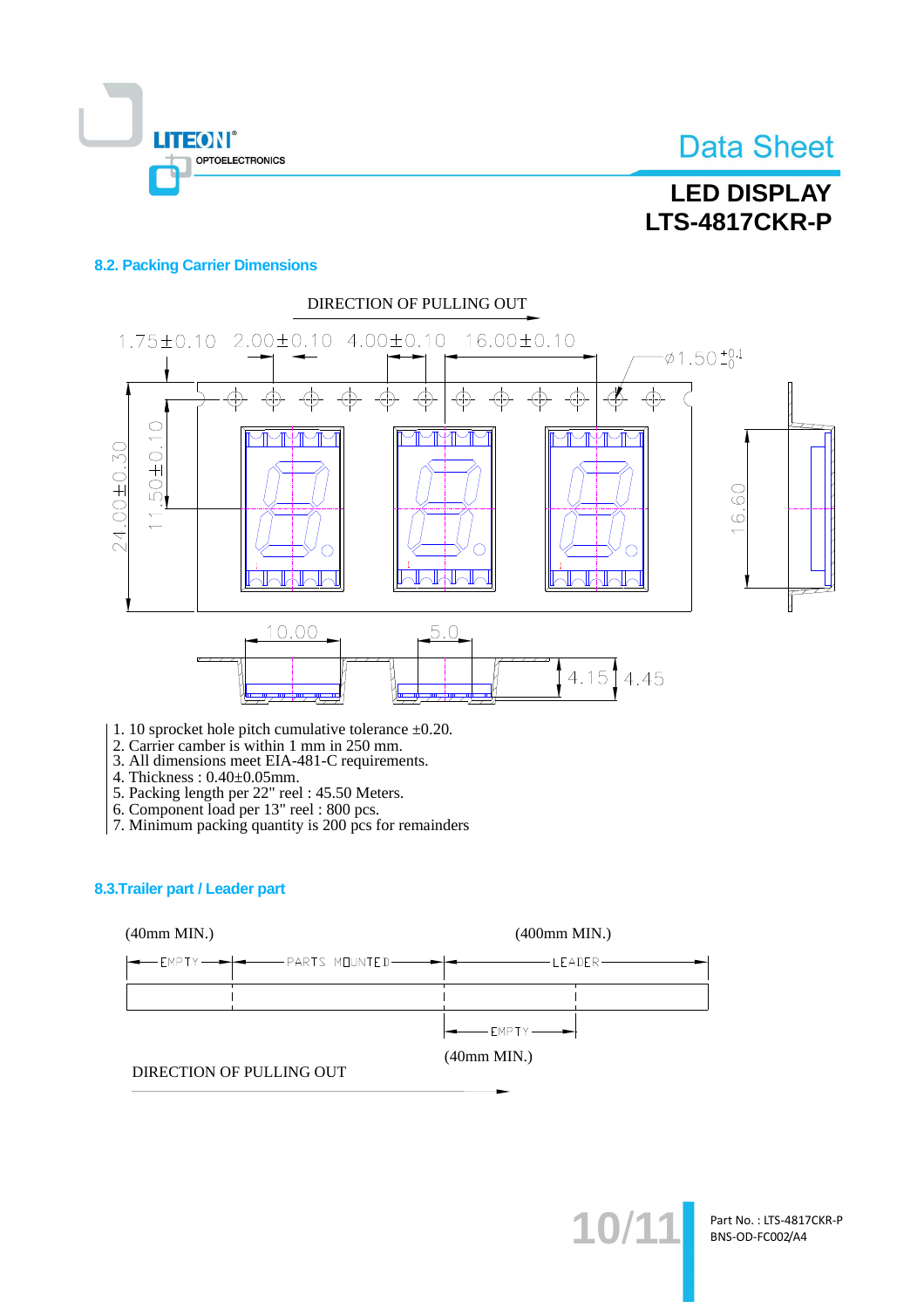## 8.2. Packing Carrier Dimensions

DIRECTION OF PULLING OUT

1.75±0.10   2.00±0.10   4.00±0.10   16.00±0.10   Ø1.50 +0.1/−0

24.00±0.30   11.50±0.10   16.60

10.00   5.0   4.15   4.45

1. 10 sprocket hole pitch cumulative tolerance ±0.20.
2. Carrier camber is within 1 mm in 250 mm.
3. All dimensions meet EIA-481-C requirements.
4. Thickness : 0.40±0.05mm.
5. Packing length per 22" reel : 45.50 Meters.
6. Component load per 13" reel : 800 pcs.
7. Minimum packing quantity is 200 pcs for remainders

## 8.3.Trailer part / Leader part

(40mm MIN.)   (400mm MIN.)

EMPTY   PARTS MOUNTED   LEADER

EMPTY

(40mm MIN.)

DIRECTION OF PULLING OUT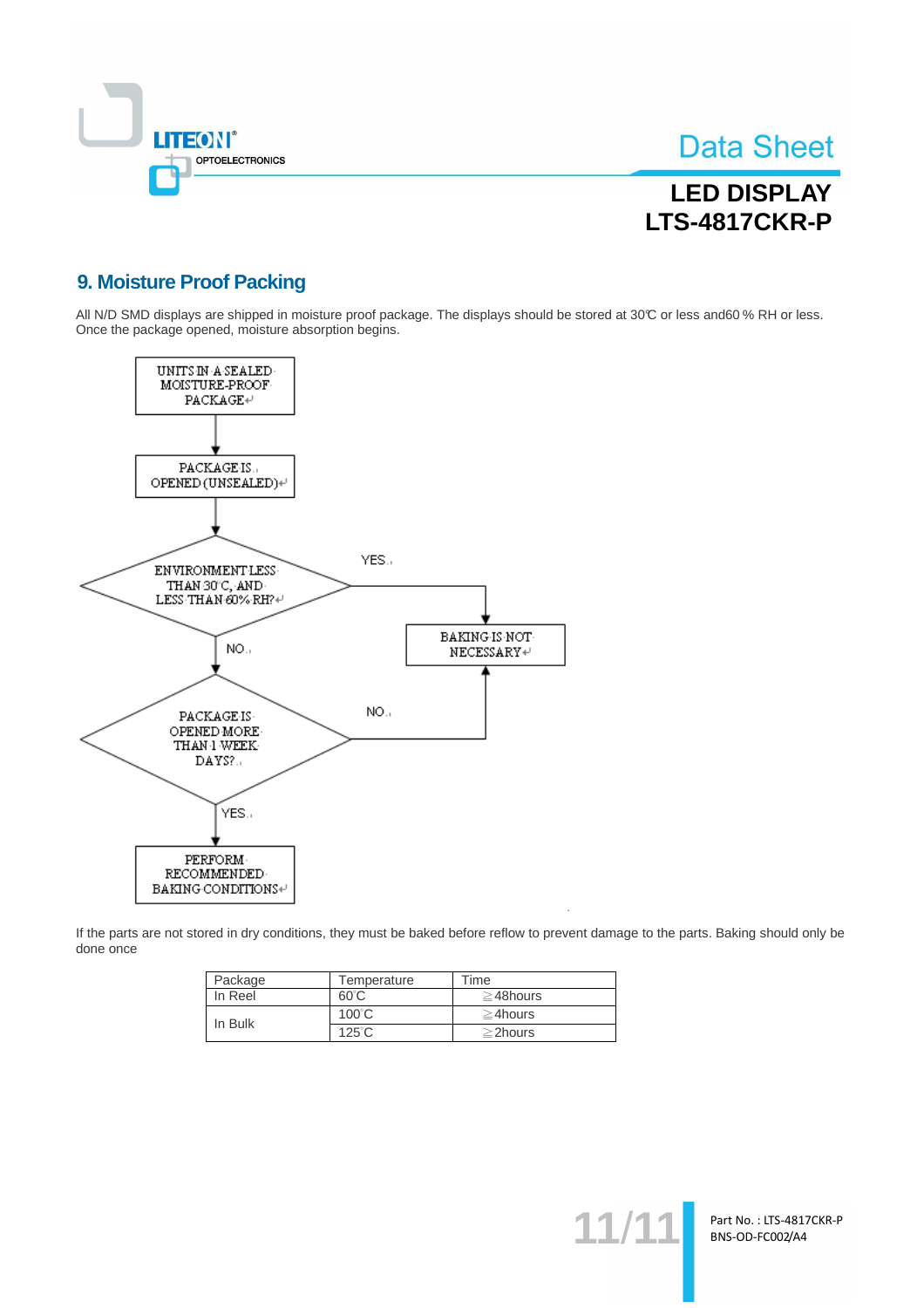## 9. Moisture Proof Packing

All N/D SMD displays are shipped in moisture proof package. The displays should be stored at 30℃ or less and60 % RH or less. Once the package opened, moisture absorption begins.

UNITS IN A SEALED MOISTURE-PROOF PACKAGE

PACKAGE IS OPENED (UNSEALED)

ENVIRONMENT LESS THAN 30°C, AND LESS THAN 60% RH?

YES

BAKING IS NOT NECESSARY

NO

PACKAGE IS OPENED MORE THAN 1 WEEK DAYS?

NO

YES

PERFORM RECOMMENDED BAKING CONDITIONS

If the parts are not stored in dry conditions, they must be baked before reflow to prevent damage to the parts. Baking should only be done once

| Package | Temperature | Time |
|---|---|---|
| In Reel | 60°C | ≧48hours |
| In Bulk | 100°C | ≧4hours |
| | 125°C | ≧2hours |